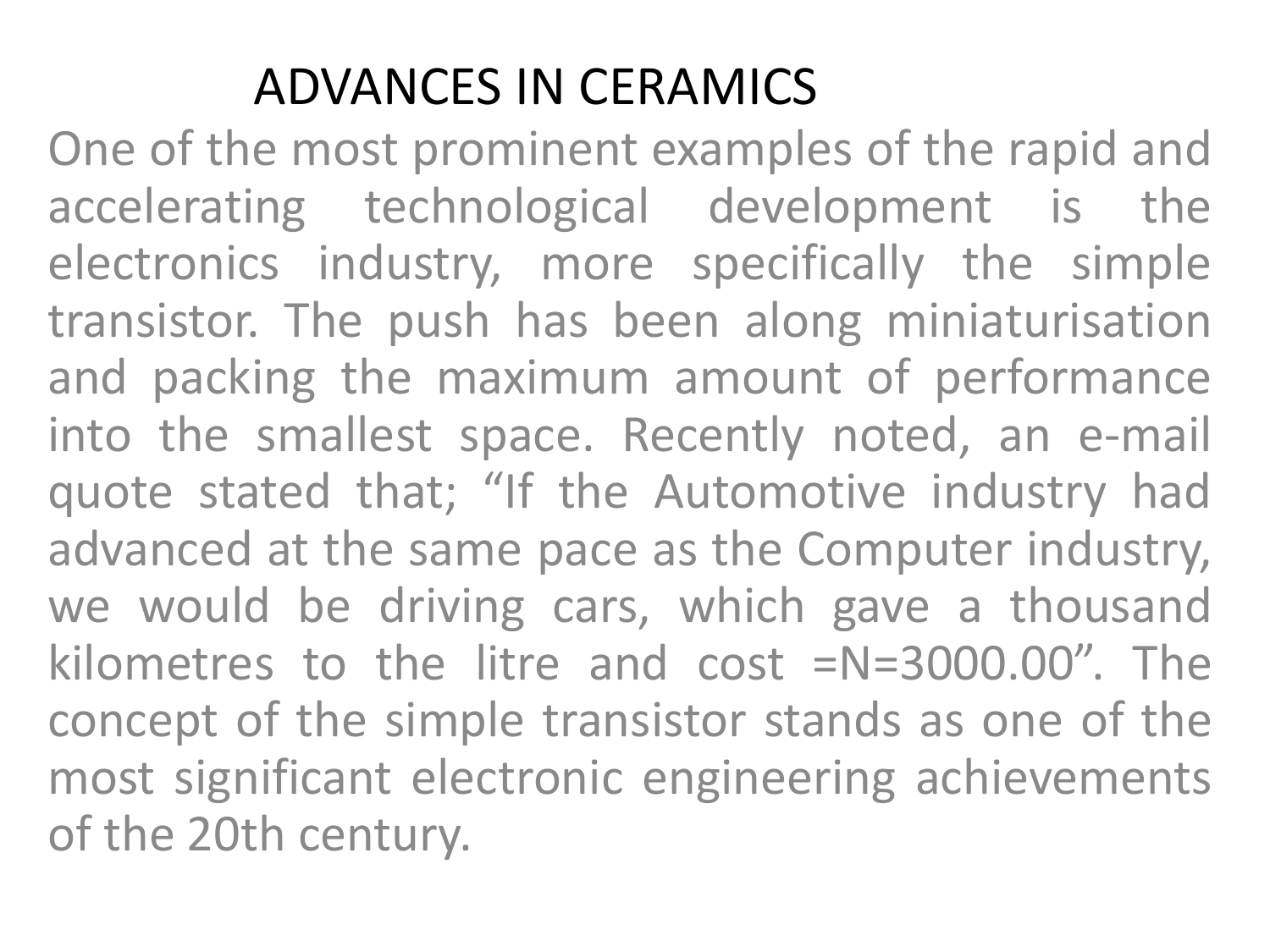# ADVANCES IN CERAMICS

One of the most prominent examples of the rapid and accelerating technological development is the electronics industry, more specifically the simple transistor. The push has been along miniaturisation and packing the maximum amount of performance into the smallest space. Recently noted, an e-mail quote stated that; "If the Automotive industry had advanced at the same pace as the Computer industry, we would be driving cars, which gave a thousand kilometres to the litre and cost =N=3000.00". The concept of the simple transistor stands as one of the most significant electronic engineering achievements of the 20th century.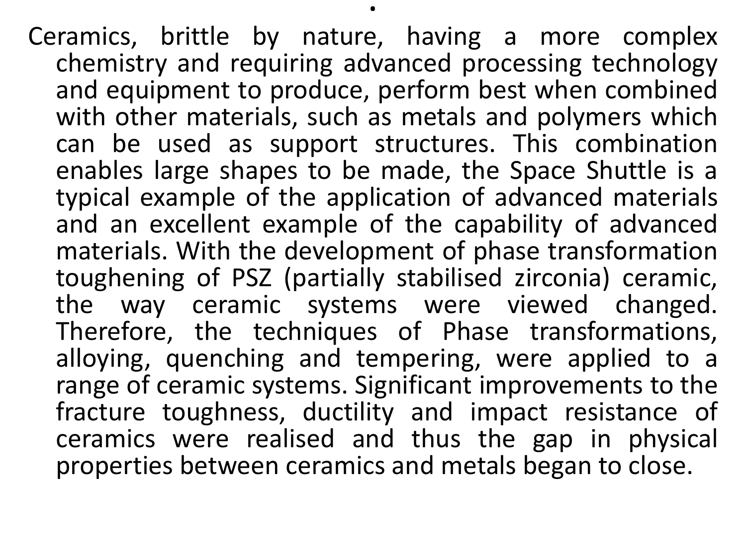Ceramics, brittle by nature, having a more complex chemistry and requiring advanced processing technology and equipment to produce, perform best when combined with other materials, such as metals and polymers which can be used as support structures. This combination enables large shapes to be made, the Space Shuttle is a typical example of the application of advanced materials and an excellent example of the capability of advanced materials. With the development of phase transformation toughening of PSZ (partially stabilised zirconia) ceramic, the way ceramic systems were viewed changed. Therefore, the techniques of Phase transformations, alloying, quenching and tempering, were applied to a range of ceramic systems. Significant improvements to the fracture toughness, ductility and impact resistance of ceramics were realised and thus the gap in physical properties between ceramics and metals began to close.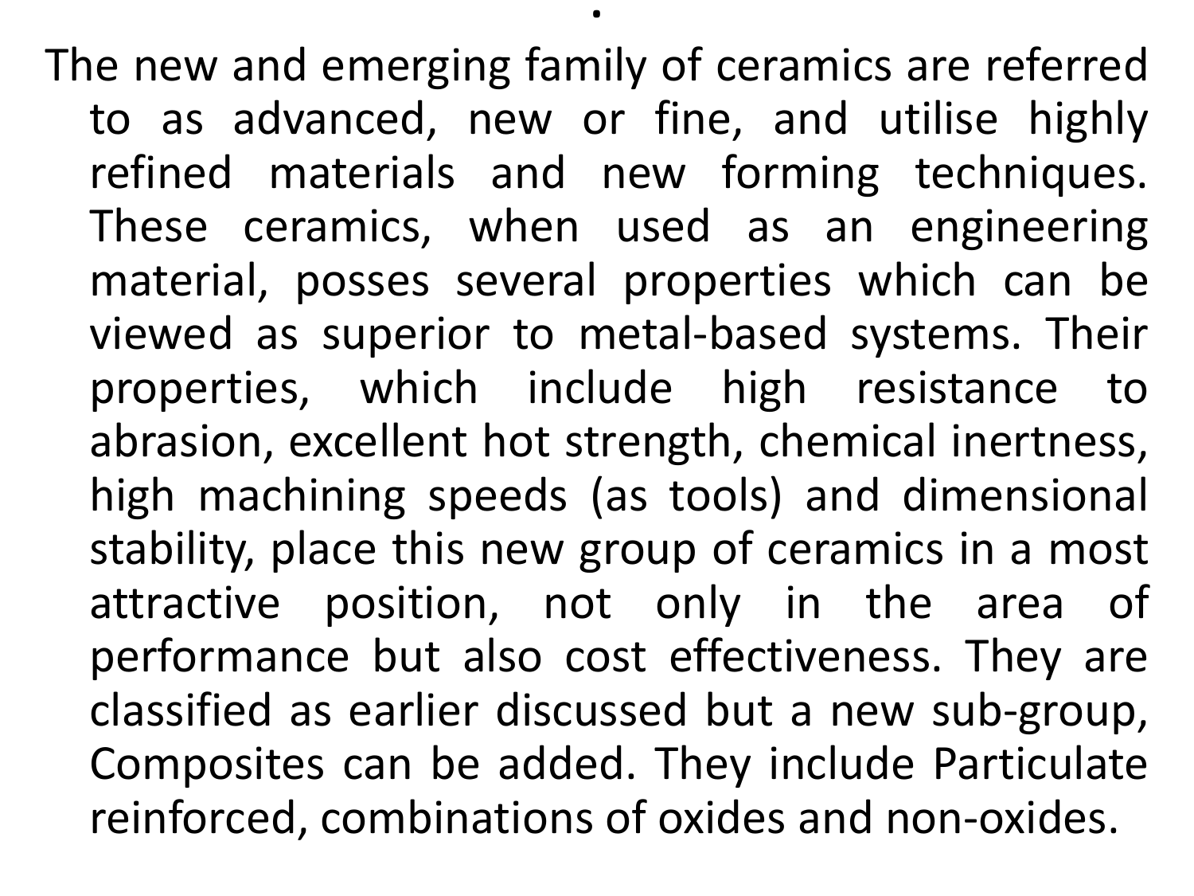The new and emerging family of ceramics are referred to as advanced, new or fine, and utilise highly refined materials and new forming techniques. These ceramics, when used as an engineering material, posses several properties which can be viewed as superior to metal-based systems. Their properties, which include high resistance to abrasion, excellent hot strength, chemical inertness, high machining speeds (as tools) and dimensional stability, place this new group of ceramics in a most attractive position, not only in the area of performance but also cost effectiveness. They are classified as earlier discussed but a new sub-group, Composites can be added. They include Particulate reinforced, combinations of oxides and non-oxides.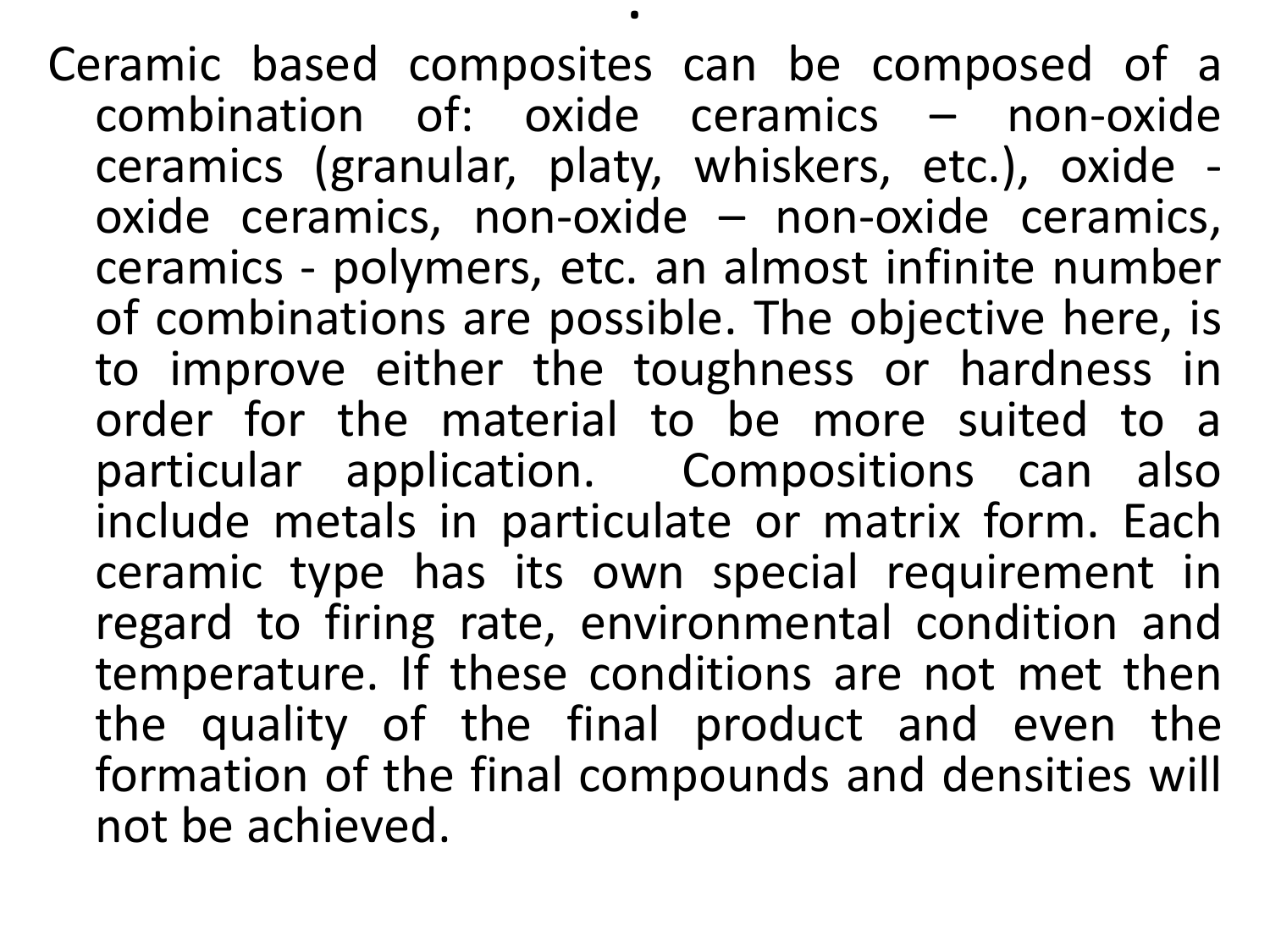.

Ceramic based composites can be composed of a combination of: oxide ceramics – non-oxide ceramics (granular, platy, whiskers, etc.), oxide - oxide ceramics, non-oxide – non-oxide ceramics, ceramics - polymers, etc. an almost infinite number of combinations are possible. The objective here, is to improve either the toughness or hardness in order for the material to be more suited to a particular application. Compositions can also include metals in particulate or matrix form. Each ceramic type has its own special requirement in regard to firing rate, environmental condition and temperature. If these conditions are not met then the quality of the final product and even the formation of the final compounds and densities will not be achieved.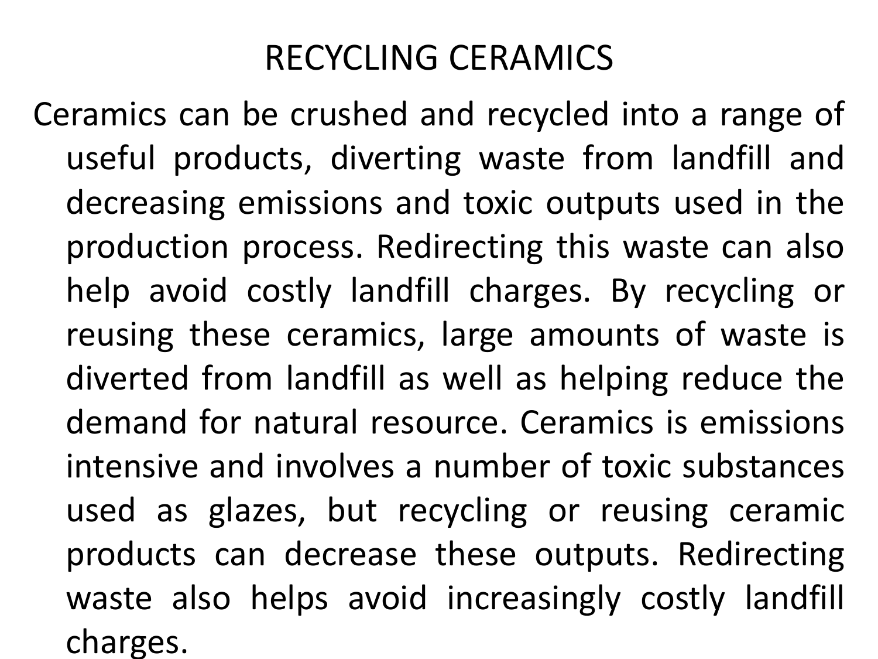# RECYCLING CERAMICS

Ceramics can be crushed and recycled into a range of useful products, diverting waste from landfill and decreasing emissions and toxic outputs used in the production process. Redirecting this waste can also help avoid costly landfill charges. By recycling or reusing these ceramics, large amounts of waste is diverted from landfill as well as helping reduce the demand for natural resource. Ceramics is emissions intensive and involves a number of toxic substances used as glazes, but recycling or reusing ceramic products can decrease these outputs. Redirecting waste also helps avoid increasingly costly landfill charges.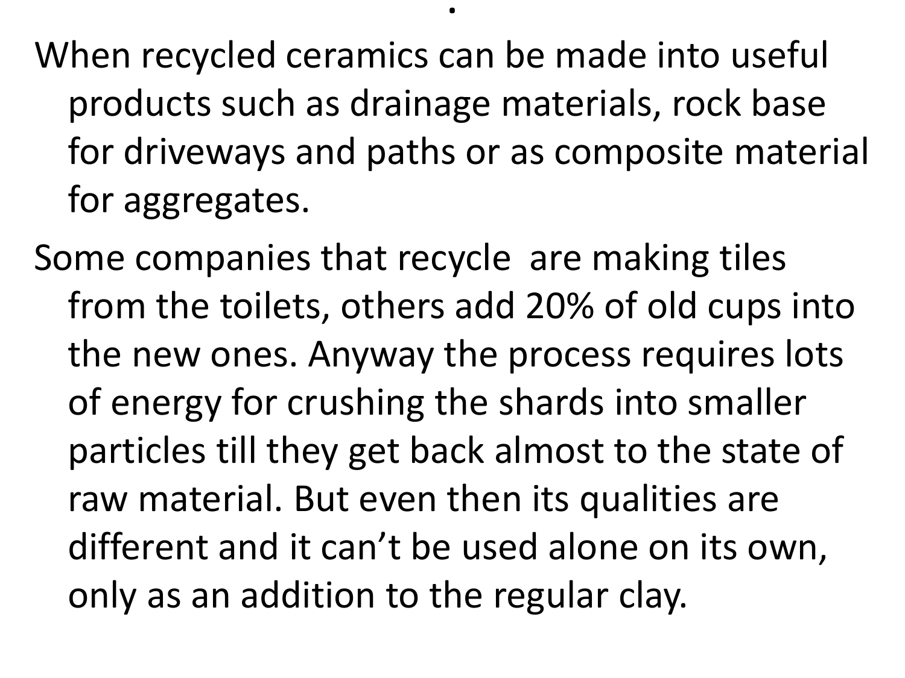When recycled ceramics can be made into useful products such as drainage materials, rock base for driveways and paths or as composite material for aggregates.

Some companies that recycle are making tiles from the toilets, others add 20% of old cups into the new ones. Anyway the process requires lots of energy for crushing the shards into smaller particles till they get back almost to the state of raw material. But even then its qualities are different and it can't be used alone on its own, only as an addition to the regular clay.